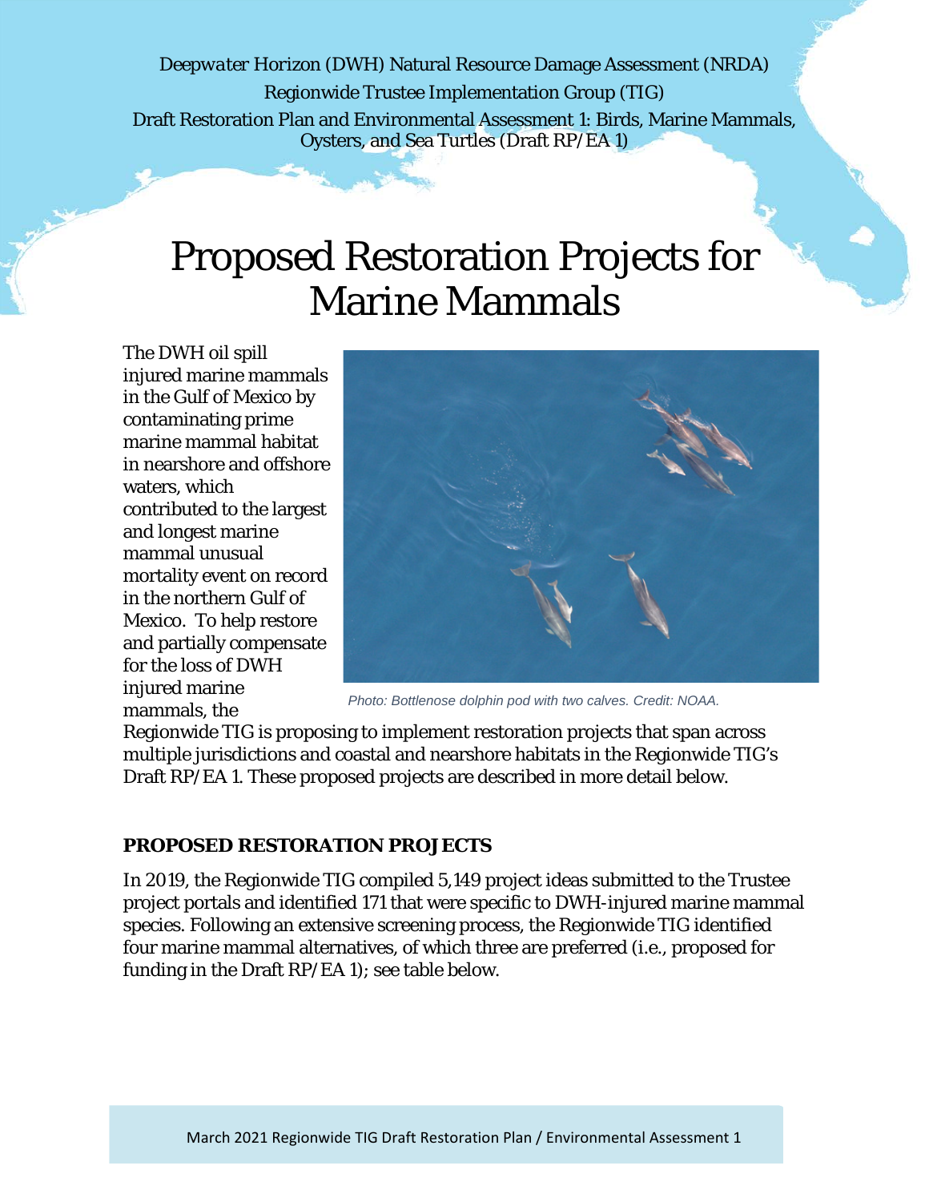*Deepwater Horizon* (DWH) Natural Resource Damage Assessment (NRDA)
Regionwide Trustee Implementation Group (TIG)
Draft Restoration Plan and Environmental Assessment 1: Birds, Marine Mammals, Oysters, and Sea Turtles (Draft RP/EA 1)

# Proposed Restoration Projects for Marine Mammals

The DWH oil spill injured marine mammals in the Gulf of Mexico by contaminating prime marine mammal habitat in nearshore and offshore waters, which contributed to the largest and longest marine mammal unusual mortality event on record in the northern Gulf of Mexico. To help restore and partially compensate for the loss of DWH injured marine mammals, the Regionwide TIG is proposing to implement restoration projects that span across multiple jurisdictions and coastal and nearshore habitats in the Regionwide TIG's Draft RP/EA 1. These proposed projects are described in more detail below.

*Photo: Bottlenose dolphin pod with two calves. Credit: NOAA.*

## PROPOSED RESTORATION PROJECTS

In 2019, the Regionwide TIG compiled 5,149 project ideas submitted to the Trustee project portals and identified 171 that were specific to DWH-injured marine mammal species. Following an extensive screening process, the Regionwide TIG identified four marine mammal alternatives, of which three are preferred (i.e., proposed for funding in the Draft RP/EA 1); see table below.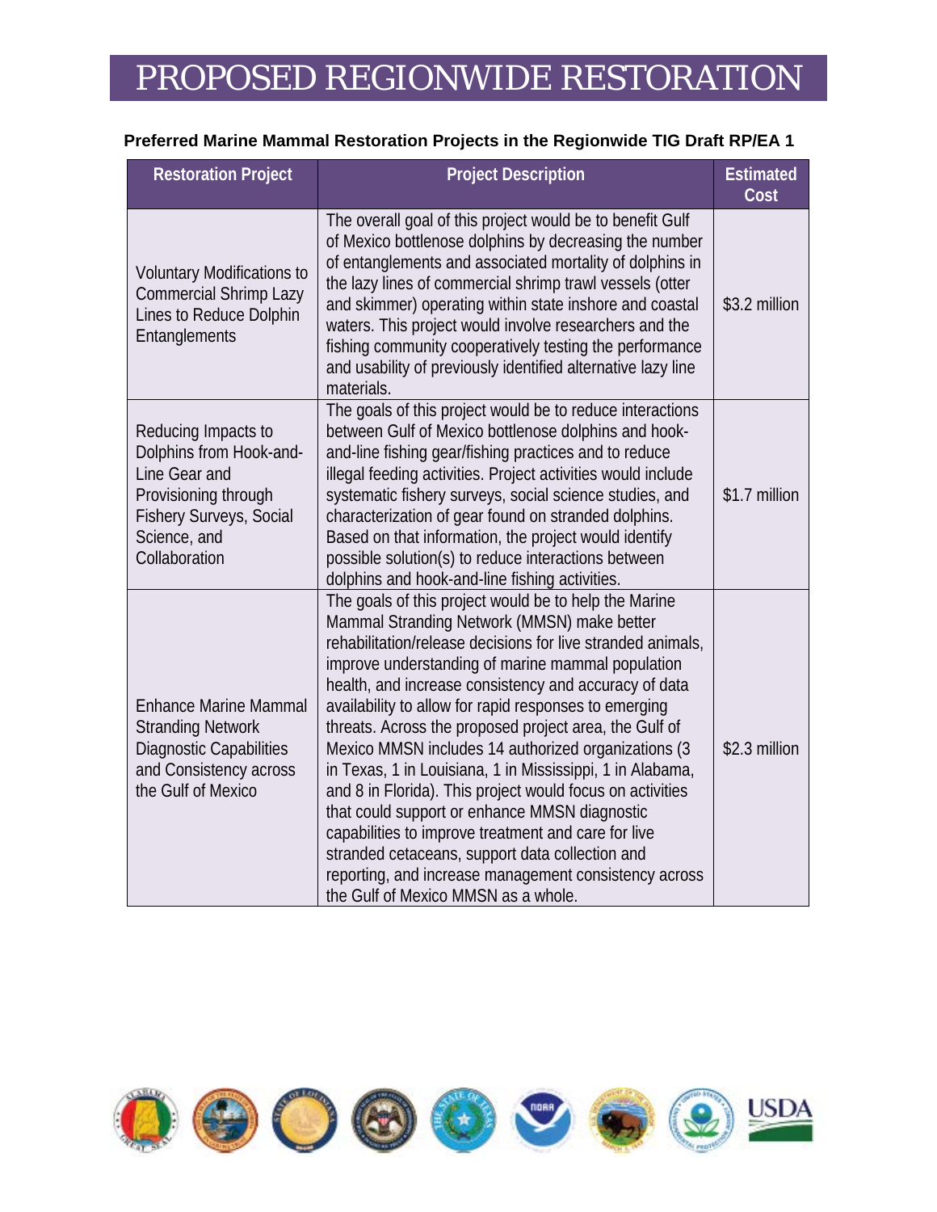# PROPOSED REGIONWIDE RESTORATION

**Preferred Marine Mammal Restoration Projects in the Regionwide TIG Draft RP/EA 1**

| Restoration Project | Project Description | Estimated Cost |
|---|---|---|
| Voluntary Modifications to Commercial Shrimp Lazy Lines to Reduce Dolphin Entanglements | The overall goal of this project would be to benefit Gulf of Mexico bottlenose dolphins by decreasing the number of entanglements and associated mortality of dolphins in the lazy lines of commercial shrimp trawl vessels (otter and skimmer) operating within state inshore and coastal waters. This project would involve researchers and the fishing community cooperatively testing the performance and usability of previously identified alternative lazy line materials. | $3.2 million |
| Reducing Impacts to Dolphins from Hook-and-Line Gear and Provisioning through Fishery Surveys, Social Science, and Collaboration | The goals of this project would be to reduce interactions between Gulf of Mexico bottlenose dolphins and hook-and-line fishing gear/fishing practices and to reduce illegal feeding activities. Project activities would include systematic fishery surveys, social science studies, and characterization of gear found on stranded dolphins. Based on that information, the project would identify possible solution(s) to reduce interactions between dolphins and hook-and-line fishing activities. | $1.7 million |
| Enhance Marine Mammal Stranding Network Diagnostic Capabilities and Consistency across the Gulf of Mexico | The goals of this project would be to help the Marine Mammal Stranding Network (MMSN) make better rehabilitation/release decisions for live stranded animals, improve understanding of marine mammal population health, and increase consistency and accuracy of data availability to allow for rapid responses to emerging threats. Across the proposed project area, the Gulf of Mexico MMSN includes 14 authorized organizations (3 in Texas, 1 in Louisiana, 1 in Mississippi, 1 in Alabama, and 8 in Florida). This project would focus on activities that could support or enhance MMSN diagnostic capabilities to improve treatment and care for live stranded cetaceans, support data collection and reporting, and increase management consistency across the Gulf of Mexico MMSN as a whole. | $2.3 million |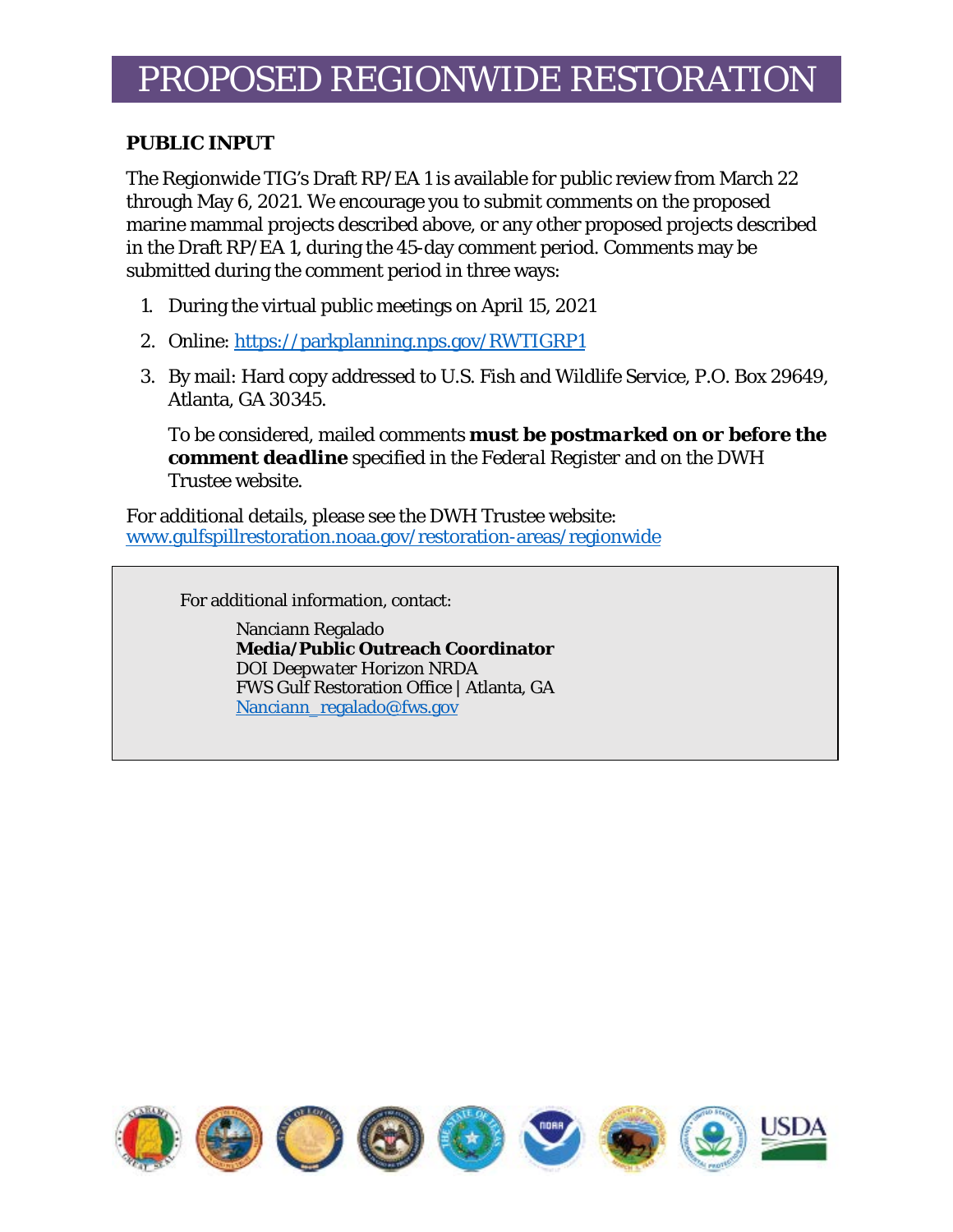# PROPOSED REGIONWIDE RESTORATION

**PUBLIC INPUT**

The Regionwide TIG's Draft RP/EA 1 is available for public review from March 22 through May 6, 2021. We encourage you to submit comments on the proposed marine mammal projects described above, or any other proposed projects described in the Draft RP/EA 1, during the 45-day comment period. Comments may be submitted during the comment period in three ways:

1. During the virtual public meetings on April 15, 2021
2. Online: https://parkplanning.nps.gov/RWTIGRP1
3. By mail: Hard copy addressed to U.S. Fish and Wildlife Service, P.O. Box 29649, Atlanta, GA 30345.

   To be considered, mailed comments **must be postmarked on or before the comment deadline** specified in the *Federal* Register and on the DWH Trustee website.

For additional details, please see the DWH Trustee website: www.gulfspillrestoration.noaa.gov/restoration-areas/regionwide

For additional information, contact:

Nanciann Regalado
**Media/Public Outreach Coordinator**
DOI *Deepwater* Horizon NRDA
FWS Gulf Restoration Office | Atlanta, GA
Nanciann_regalado@fws.gov